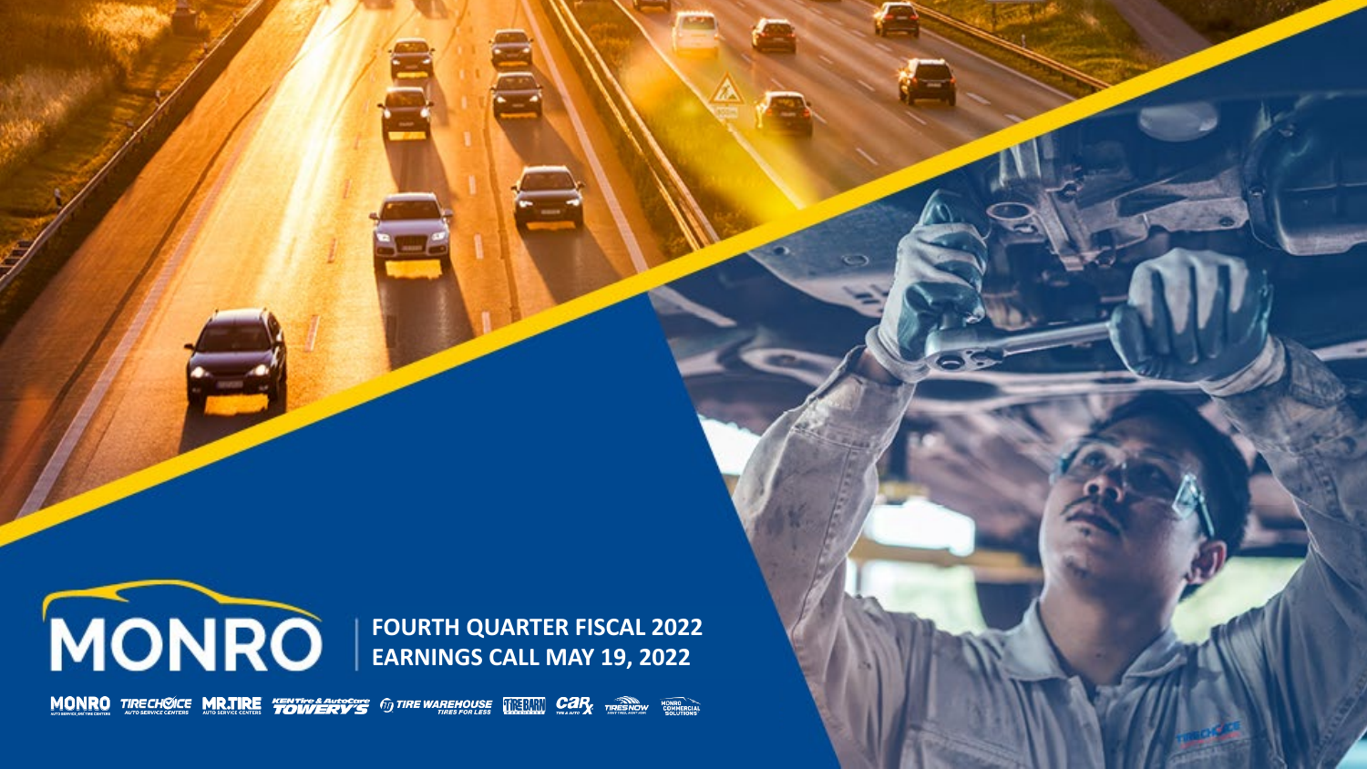# MONRO

## FOURTH QUARTER FISCAL 2022
## EARNINGS CALL MAY 19, 2022

MONRO · TIRE CHOICE · MR. TIRE · KEN Tire & AutoCare TOWERY'S · TIRE WAREHOUSE · TIRE BARN · CAR-X · TIRES NOW · MONRO COMMERCIAL SOLUTIONS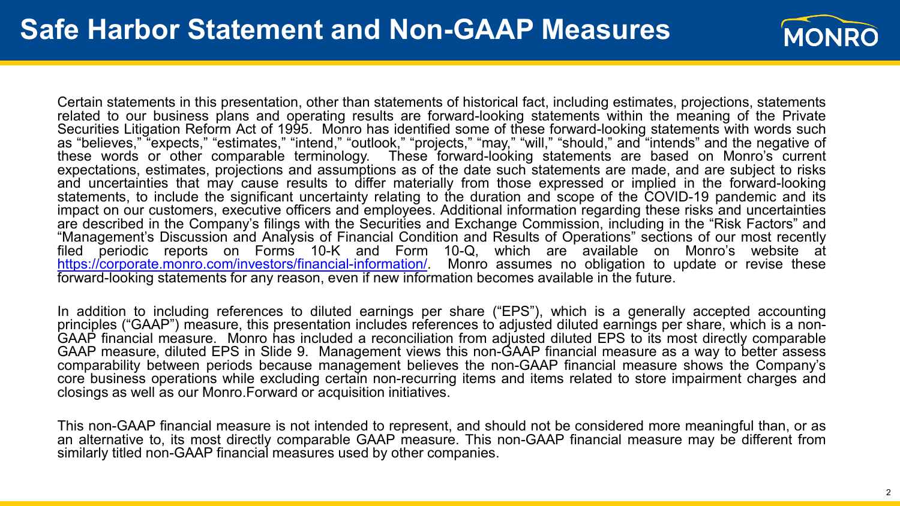# Safe Harbor Statement and Non-GAAP Measures

Certain statements in this presentation, other than statements of historical fact, including estimates, projections, statements related to our business plans and operating results are forward-looking statements within the meaning of the Private Securities Litigation Reform Act of 1995. Monro has identified some of these forward-looking statements with words such as "believes," "expects," "estimates," "intend," "outlook," "projects," "may," "will," "should," and "intends" and the negative of these words or other comparable terminology. These forward-looking statements are based on Monro's current expectations, estimates, projections and assumptions as of the date such statements are made, and are subject to risks and uncertainties that may cause results to differ materially from those expressed or implied in the forward-looking statements, to include the significant uncertainty relating to the duration and scope of the COVID-19 pandemic and its impact on our customers, executive officers and employees. Additional information regarding these risks and uncertainties are described in the Company's filings with the Securities and Exchange Commission, including in the "Risk Factors" and "Management's Discussion and Analysis of Financial Condition and Results of Operations" sections of our most recently filed periodic reports on Forms 10-K and Form 10-Q, which are available on Monro's website at https://corporate.monro.com/investors/financial-information/. Monro assumes no obligation to update or revise these forward-looking statements for any reason, even if new information becomes available in the future.

In addition to including references to diluted earnings per share ("EPS"), which is a generally accepted accounting principles ("GAAP") measure, this presentation includes references to adjusted diluted earnings per share, which is a non-GAAP financial measure. Monro has included a reconciliation from adjusted diluted EPS to its most directly comparable GAAP measure, diluted EPS in Slide 9. Management views this non-GAAP financial measure as a way to better assess comparability between periods because management believes the non-GAAP financial measure shows the Company's core business operations while excluding certain non-recurring items and items related to store impairment charges and closings as well as our Monro.Forward or acquisition initiatives.

This non-GAAP financial measure is not intended to represent, and should not be considered more meaningful than, or as an alternative to, its most directly comparable GAAP measure. This non-GAAP financial measure may be different from similarly titled non-GAAP financial measures used by other companies.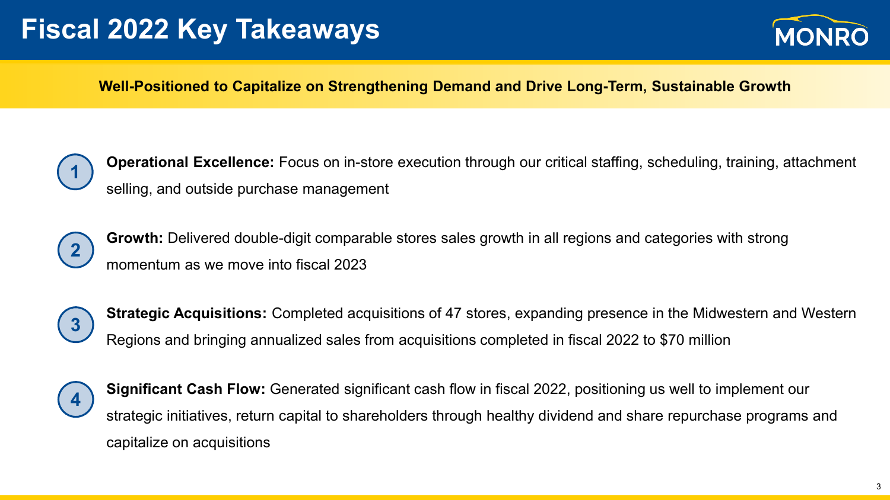# Fiscal 2022 Key Takeaways

**Well-Positioned to Capitalize on Strengthening Demand and Drive Long-Term, Sustainable Growth**

1. **Operational Excellence:** Focus on in-store execution through our critical staffing, scheduling, training, attachment selling, and outside purchase management

2. **Growth:** Delivered double-digit comparable stores sales growth in all regions and categories with strong momentum as we move into fiscal 2023

3. **Strategic Acquisitions:** Completed acquisitions of 47 stores, expanding presence in the Midwestern and Western Regions and bringing annualized sales from acquisitions completed in fiscal 2022 to $70 million

4. **Significant Cash Flow:** Generated significant cash flow in fiscal 2022, positioning us well to implement our strategic initiatives, return capital to shareholders through healthy dividend and share repurchase programs and capitalize on acquisitions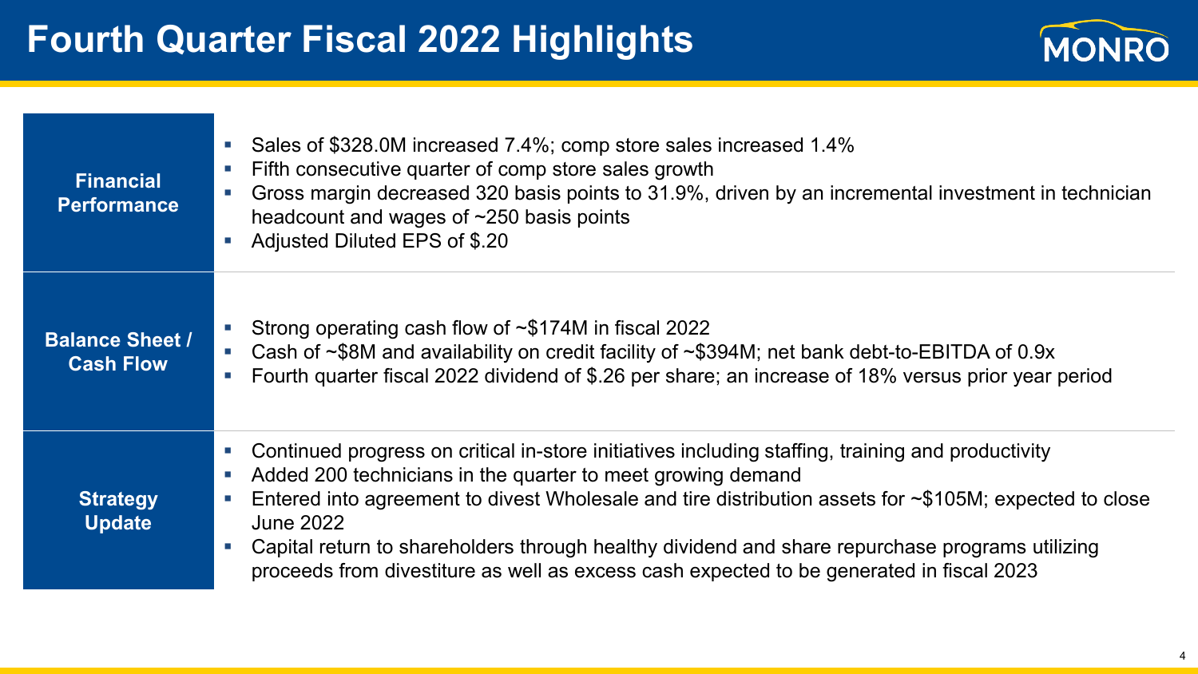# Fourth Quarter Fiscal 2022 Highlights

MONRO

## Financial Performance

- Sales of $328.0M increased 7.4%; comp store sales increased 1.4%
- Fifth consecutive quarter of comp store sales growth
- Gross margin decreased 320 basis points to 31.9%, driven by an incremental investment in technician headcount and wages of ~250 basis points
- Adjusted Diluted EPS of $.20

## Balance Sheet / Cash Flow

- Strong operating cash flow of ~$174M in fiscal 2022
- Cash of ~$8M and availability on credit facility of ~$394M; net bank debt-to-EBITDA of 0.9x
- Fourth quarter fiscal 2022 dividend of $.26 per share; an increase of 18% versus prior year period

## Strategy Update

- Continued progress on critical in-store initiatives including staffing, training and productivity
- Added 200 technicians in the quarter to meet growing demand
- Entered into agreement to divest Wholesale and tire distribution assets for ~$105M; expected to close June 2022
- Capital return to shareholders through healthy dividend and share repurchase programs utilizing proceeds from divestiture as well as excess cash expected to be generated in fiscal 2023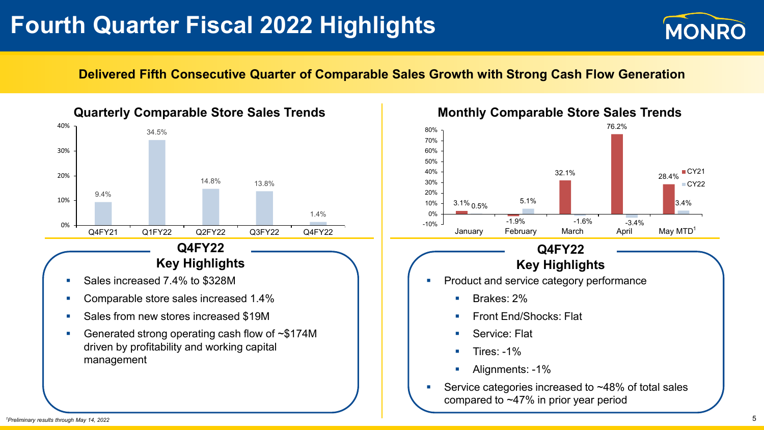# Fourth Quarter Fiscal 2022 Highlights

**Delivered Fifth Consecutive Quarter of Comparable Sales Growth with Strong Cash Flow Generation**

## Quarterly Comparable Store Sales Trends

| Quarter | Comparable Store Sales |
|---|---|
| Q4FY21 | 9.4% |
| Q1FY22 | 34.5% |
| Q2FY22 | 14.8% |
| Q3FY22 | 13.8% |
| Q4FY22 | 1.4% |

### Q4FY22 Key Highlights

- Sales increased 7.4% to $328M
- Comparable store sales increased 1.4%
- Sales from new stores increased $19M
- Generated strong operating cash flow of ~$174M driven by profitability and working capital management

## Monthly Comparable Store Sales Trends

| Month | CY21 | CY22 |
|---|---|---|
| January | 3.1% | 0.5% |
| February | -1.9% | 5.1% |
| March | 32.1% | -1.6% |
| April | 76.2% | -3.4% |
| May MTD[1] | 28.4% | 3.4% |

### Q4FY22 Key Highlights

- Product and service category performance
  - Brakes: 2%
  - Front End/Shocks: Flat
  - Service: Flat
  - Tires: -1%
  - Alignments: -1%
- Service categories increased to ~48% of total sales compared to ~47% in prior year period

*[1]Preliminary results through May 14, 2022*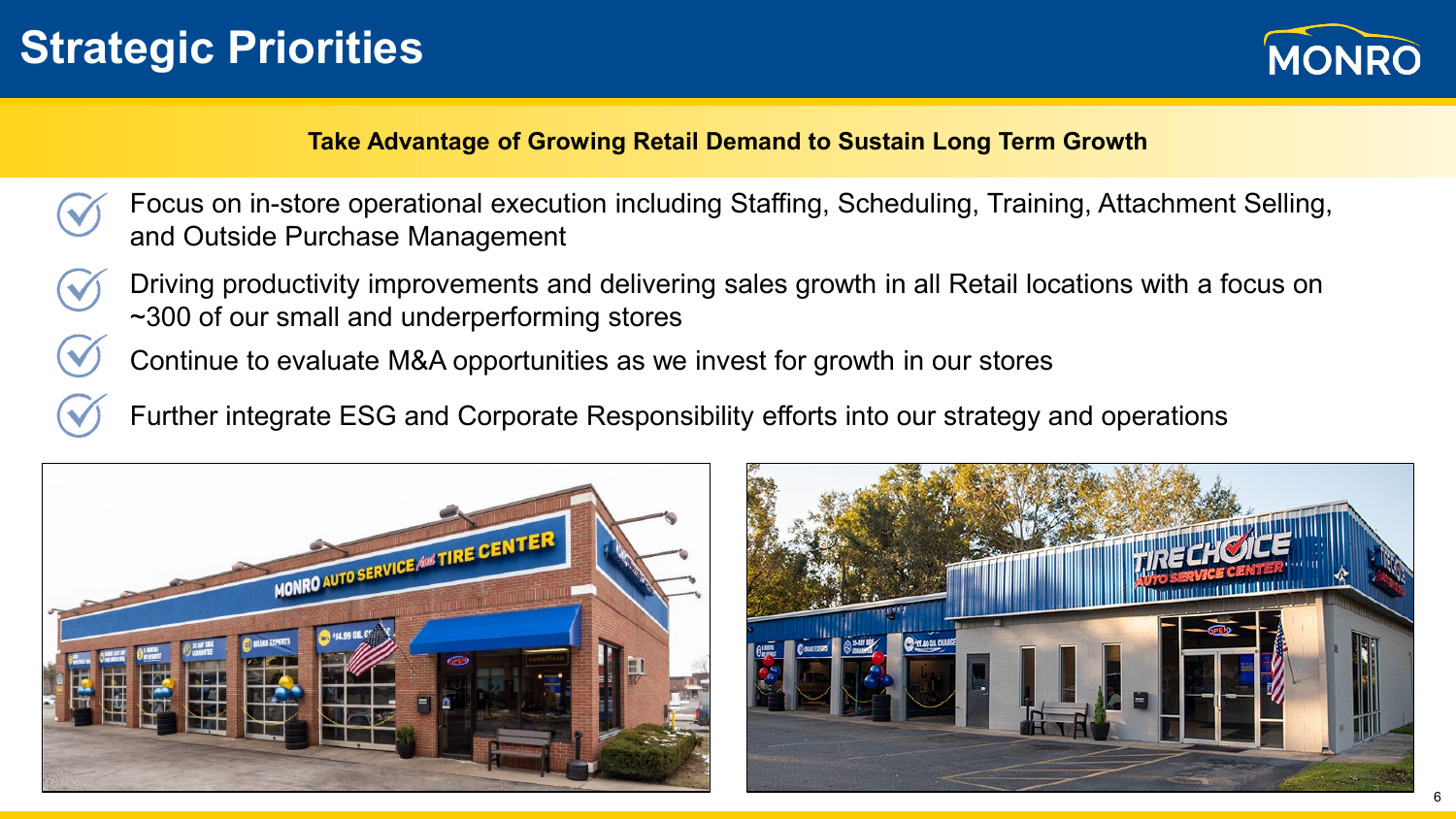# Strategic Priorities

**Take Advantage of Growing Retail Demand to Sustain Long Term Growth**

- Focus on in-store operational execution including Staffing, Scheduling, Training, Attachment Selling, and Outside Purchase Management
- Driving productivity improvements and delivering sales growth in all Retail locations with a focus on ~300 of our small and underperforming stores
- Continue to evaluate M&A opportunities as we invest for growth in our stores
- Further integrate ESG and Corporate Responsibility efforts into our strategy and operations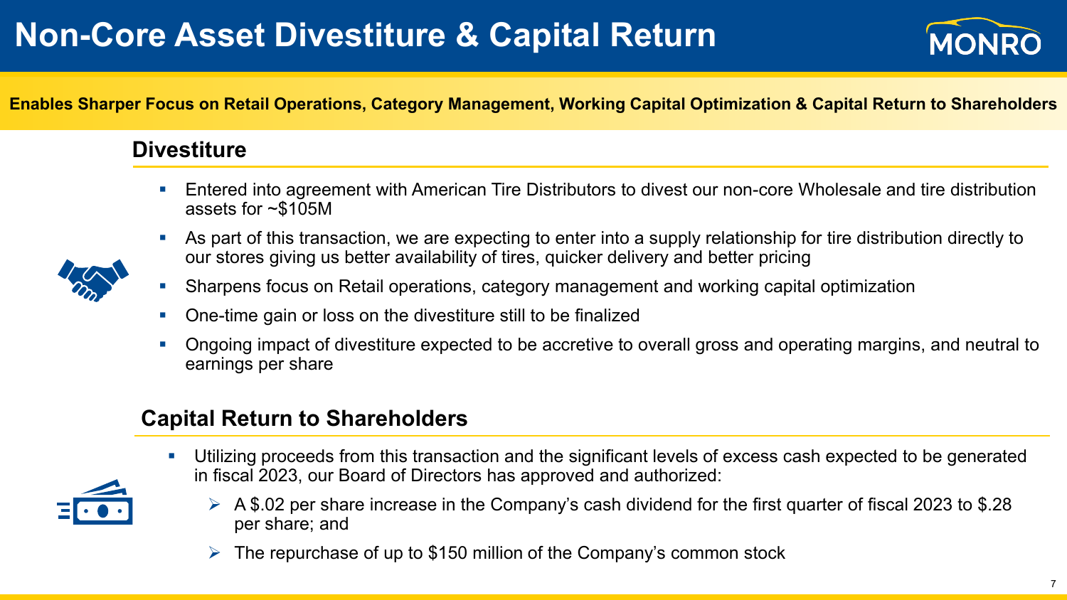# Non-Core Asset Divestiture & Capital Return

**Enables Sharper Focus on Retail Operations, Category Management, Working Capital Optimization & Capital Return to Shareholders**

## Divestiture

- Entered into agreement with American Tire Distributors to divest our non-core Wholesale and tire distribution assets for ~$105M
- As part of this transaction, we are expecting to enter into a supply relationship for tire distribution directly to our stores giving us better availability of tires, quicker delivery and better pricing
- Sharpens focus on Retail operations, category management and working capital optimization
- One-time gain or loss on the divestiture still to be finalized
- Ongoing impact of divestiture expected to be accretive to overall gross and operating margins, and neutral to earnings per share

## Capital Return to Shareholders

- Utilizing proceeds from this transaction and the significant levels of excess cash expected to be generated in fiscal 2023, our Board of Directors has approved and authorized:
  - A $.02 per share increase in the Company's cash dividend for the first quarter of fiscal 2023 to $.28 per share; and
  - The repurchase of up to $150 million of the Company's common stock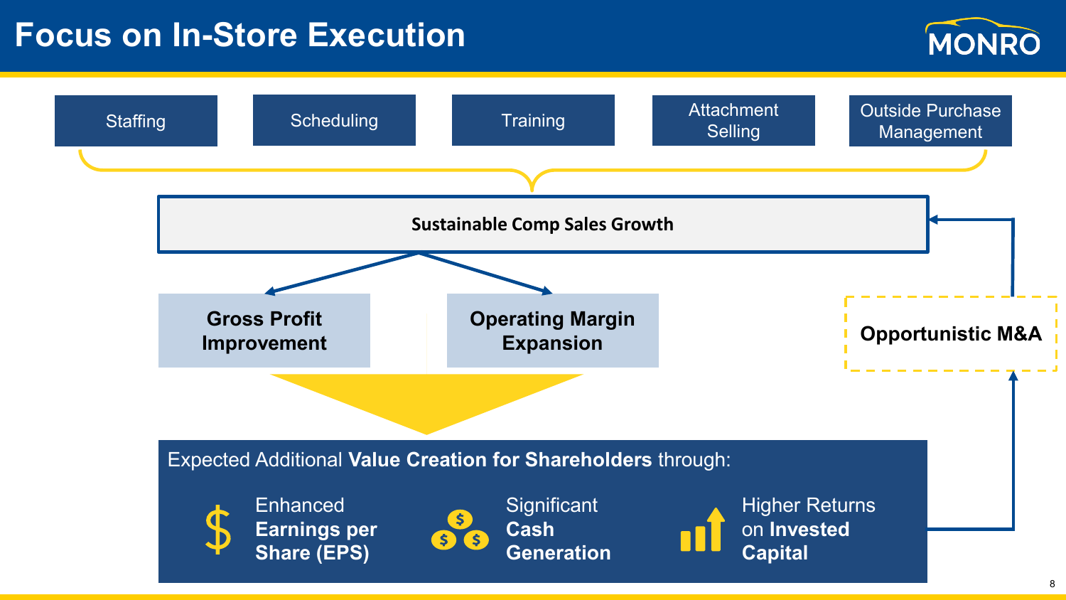# Focus on In-Store Execution

- Staffing
- Scheduling
- Training
- Attachment Selling
- Outside Purchase Management

**Sustainable Comp Sales Growth**

- **Gross Profit Improvement**
- **Operating Margin Expansion**

**Opportunistic M&A**

Expected Additional **Value Creation for Shareholders** through:

- Enhanced **Earnings per Share (EPS)**
- Significant **Cash Generation**
- Higher Returns on **Invested Capital**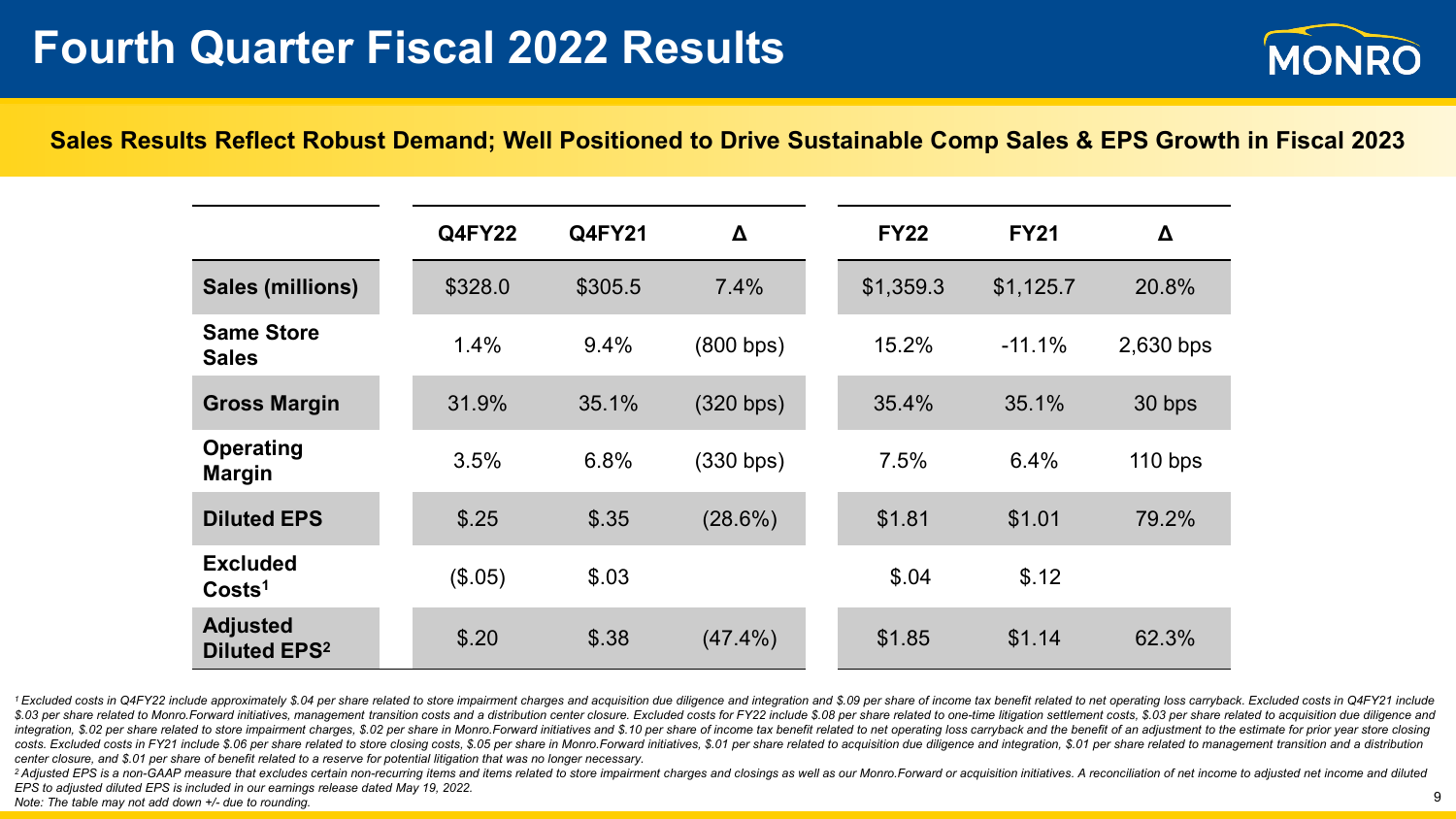# Fourth Quarter Fiscal 2022 Results

**Sales Results Reflect Robust Demand; Well Positioned to Drive Sustainable Comp Sales & EPS Growth in Fiscal 2023**

| | Q4FY22 | Q4FY21 | Δ | FY22 | FY21 | Δ |
|---|---|---|---|---|---|---|
| **Sales (millions)** | $328.0 | $305.5 | 7.4% | $1,359.3 | $1,125.7 | 20.8% |
| **Same Store Sales** | 1.4% | 9.4% | (800 bps) | 15.2% | -11.1% | 2,630 bps |
| **Gross Margin** | 31.9% | 35.1% | (320 bps) | 35.4% | 35.1% | 30 bps |
| **Operating Margin** | 3.5% | 6.8% | (330 bps) | 7.5% | 6.4% | 110 bps |
| **Diluted EPS** | $.25 | $.35 | (28.6%) | $1.81 | $1.01 | 79.2% |
| **Excluded Costs[1]** | ($.05) | $.03 | | $.04 | $.12 | |
| **Adjusted Diluted EPS[2]** | $.20 | $.38 | (47.4%) | $1.85 | $1.14 | 62.3% |

*[1] Excluded costs in Q4FY22 include approximately $.04 per share related to store impairment charges and acquisition due diligence and integration and $.09 per share of income tax benefit related to net operating loss carryback. Excluded costs in Q4FY21 include $.03 per share related to Monro.Forward initiatives, management transition costs and a distribution center closure. Excluded costs for FY22 include $.08 per share related to one-time litigation settlement costs, $.03 per share related to acquisition due diligence and integration, $.02 per share related to store impairment charges, $.02 per share in Monro.Forward initiatives and $.10 per share of income tax benefit related to net operating loss carryback and the benefit of an adjustment to the estimate for prior year store closing costs. Excluded costs in FY21 include $.06 per share related to store closing costs, $.05 per share in Monro.Forward initiatives, $.01 per share related to acquisition due diligence and integration, $.01 per share related to management transition and a distribution center closure, and $.01 per share of benefit related to a reserve for potential litigation that was no longer necessary.*

*[2] Adjusted EPS is a non-GAAP measure that excludes certain non-recurring items and items related to store impairment charges and closings as well as our Monro.Forward or acquisition initiatives. A reconciliation of net income to adjusted net income and diluted EPS to adjusted diluted EPS is included in our earnings release dated May 19, 2022.*

*Note: The table may not add down +/- due to rounding.*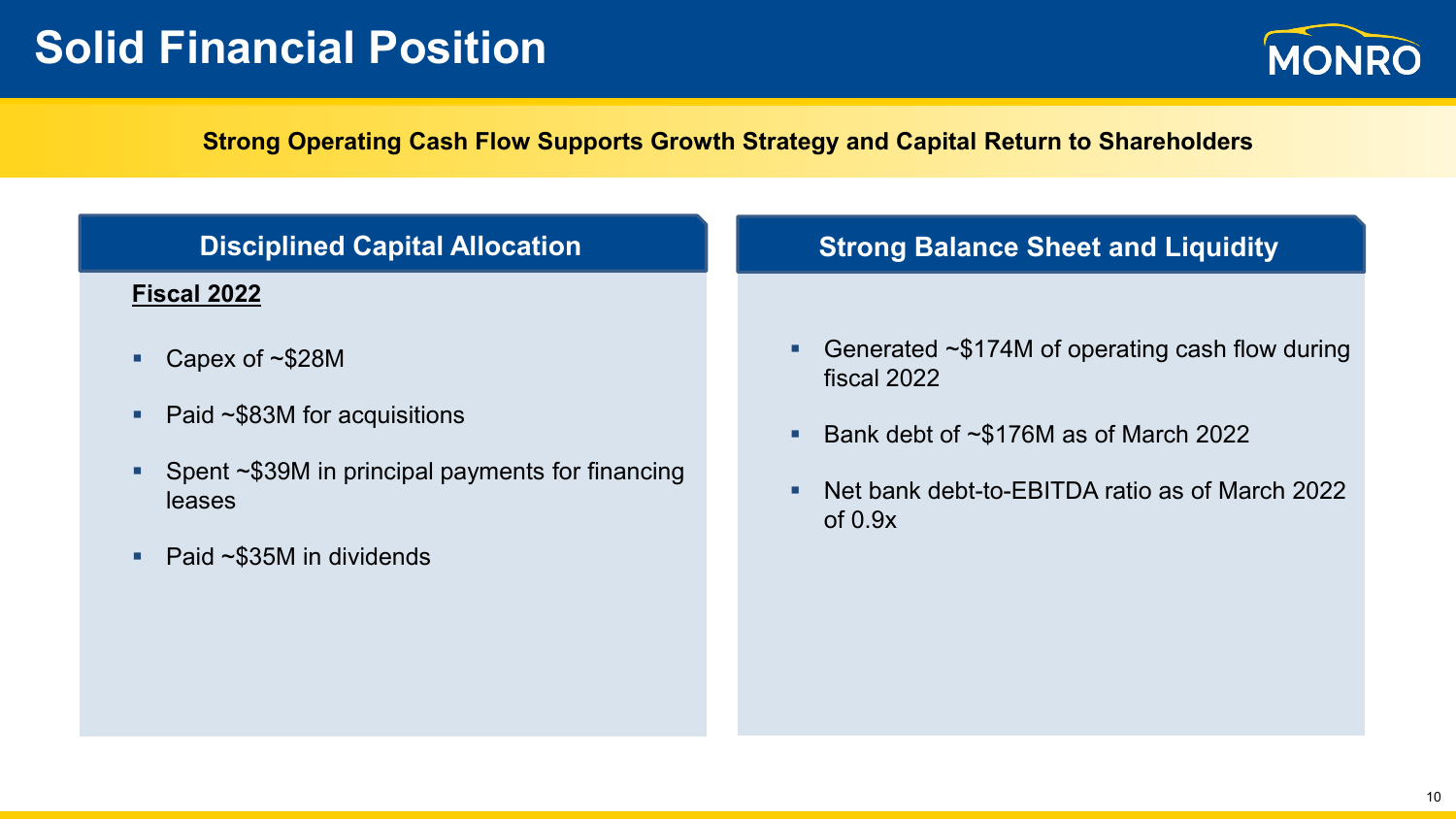# Solid Financial Position

**Strong Operating Cash Flow Supports Growth Strategy and Capital Return to Shareholders**

## Disciplined Capital Allocation

**Fiscal 2022**

- Capex of ~$28M
- Paid ~$83M for acquisitions
- Spent ~$39M in principal payments for financing leases
- Paid ~$35M in dividends

## Strong Balance Sheet and Liquidity

- Generated ~$174M of operating cash flow during fiscal 2022
- Bank debt of ~$176M as of March 2022
- Net bank debt-to-EBITDA ratio as of March 2022 of 0.9x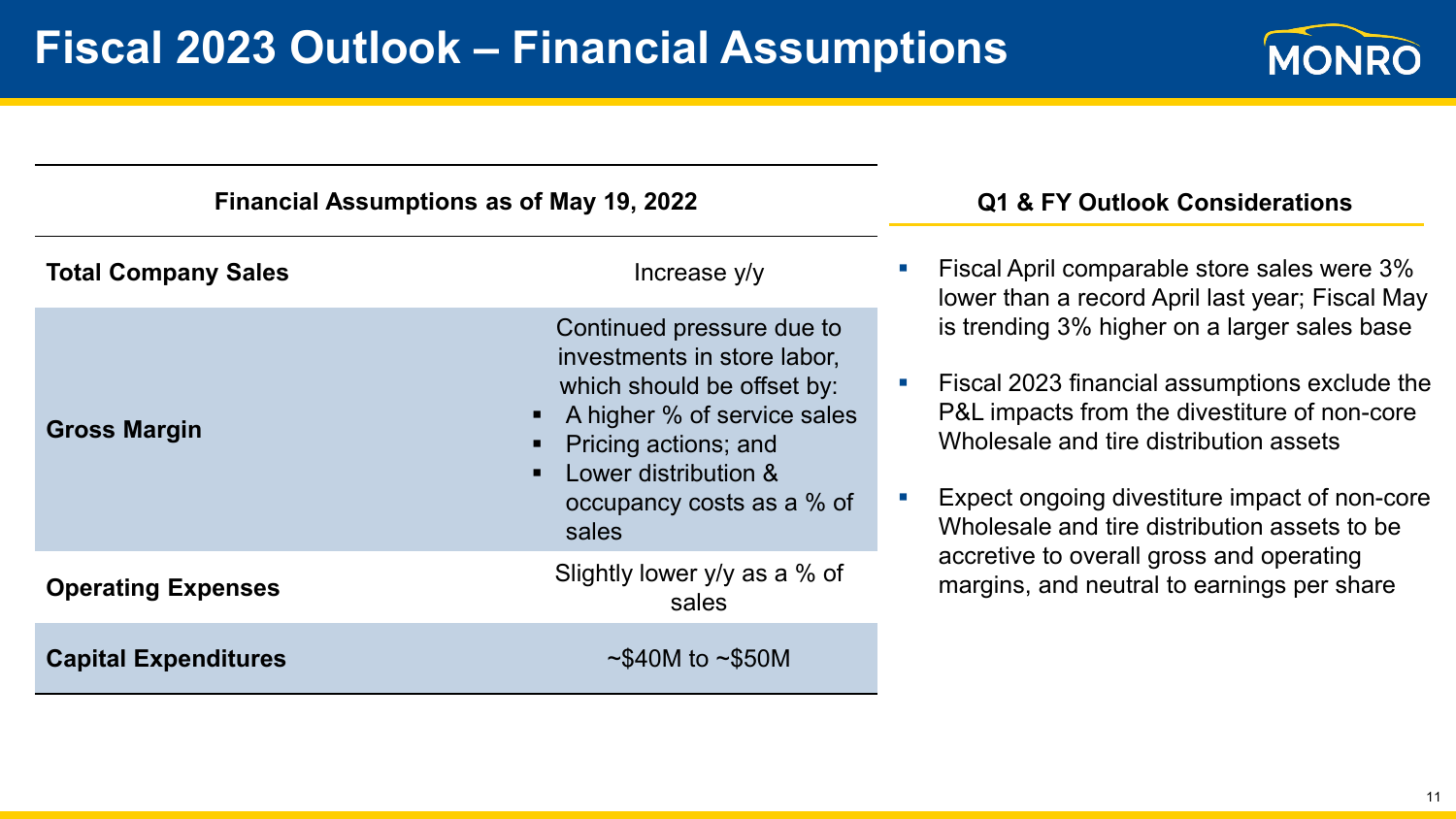# Fiscal 2023 Outlook – Financial Assumptions

| Financial Assumptions as of May 19, 2022 | |
|---|---|
| **Total Company Sales** | Increase y/y |
| **Gross Margin** | Continued pressure due to investments in store labor, which should be offset by: ▪ A higher % of service sales ▪ Pricing actions; and ▪ Lower distribution & occupancy costs as a % of sales |
| **Operating Expenses** | Slightly lower y/y as a % of sales |
| **Capital Expenditures** | ~$40M to ~$50M |

## Q1 & FY Outlook Considerations

- Fiscal April comparable store sales were 3% lower than a record April last year; Fiscal May is trending 3% higher on a larger sales base
- Fiscal 2023 financial assumptions exclude the P&L impacts from the divestiture of non-core Wholesale and tire distribution assets
- Expect ongoing divestiture impact of non-core Wholesale and tire distribution assets to be accretive to overall gross and operating margins, and neutral to earnings per share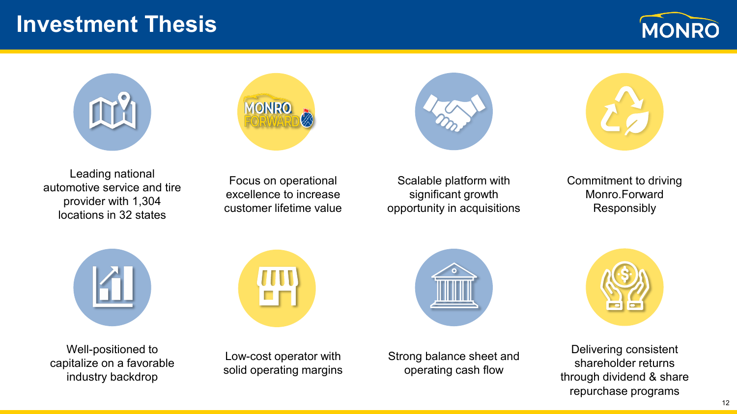# Investment Thesis

- Leading national automotive service and tire provider with 1,304 locations in 32 states
- Focus on operational excellence to increase customer lifetime value
- Scalable platform with significant growth opportunity in acquisitions
- Commitment to driving Monro.Forward Responsibly
- Well-positioned to capitalize on a favorable industry backdrop
- Low-cost operator with solid operating margins
- Strong balance sheet and operating cash flow
- Delivering consistent shareholder returns through dividend & share repurchase programs